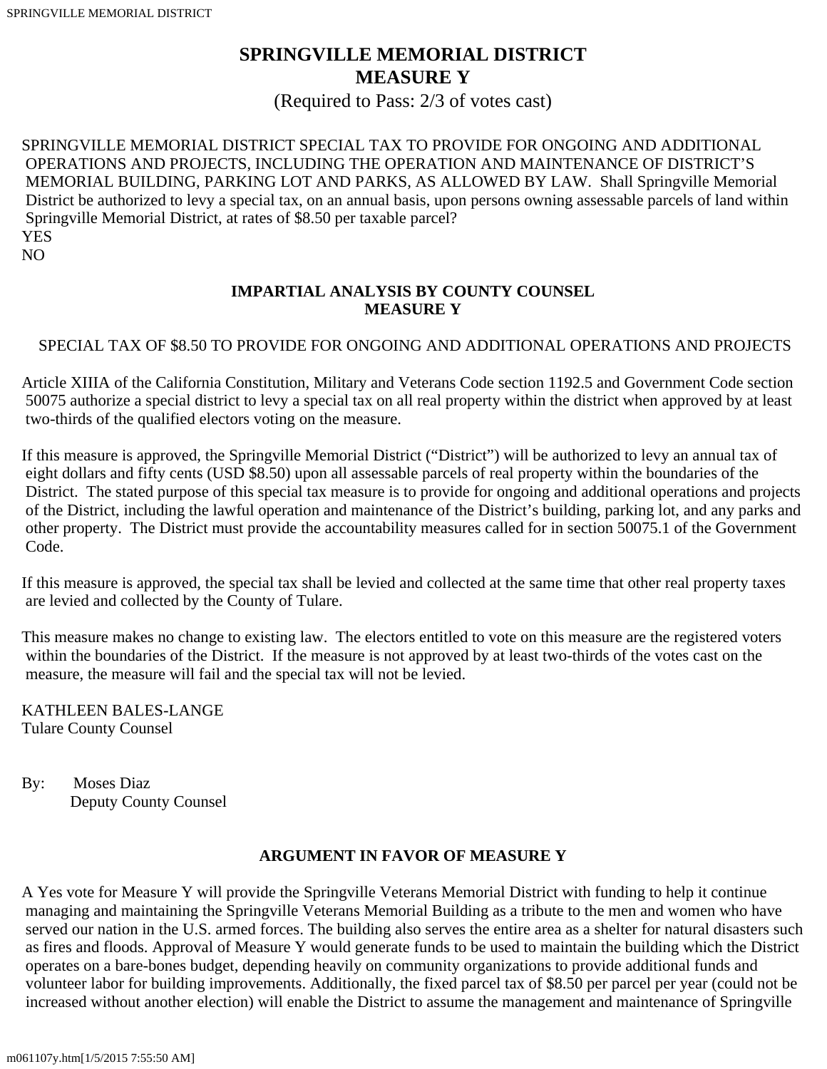# SPRINGVILLE MEMORIAL DISTRICT
# MEASURE Y

(Required to Pass: 2/3 of votes cast)

SPRINGVILLE MEMORIAL DISTRICT SPECIAL TAX TO PROVIDE FOR ONGOING AND ADDITIONAL OPERATIONS AND PROJECTS, INCLUDING THE OPERATION AND MAINTENANCE OF DISTRICT'S MEMORIAL BUILDING, PARKING LOT AND PARKS, AS ALLOWED BY LAW. Shall Springville Memorial District be authorized to levy a special tax, on an annual basis, upon persons owning assessable parcels of land within Springville Memorial District, at rates of $8.50 per taxable parcel?

YES

NO

## IMPARTIAL ANALYSIS BY COUNTY COUNSEL
## MEASURE Y

SPECIAL TAX OF $8.50 TO PROVIDE FOR ONGOING AND ADDITIONAL OPERATIONS AND PROJECTS

Article XIIIA of the California Constitution, Military and Veterans Code section 1192.5 and Government Code section 50075 authorize a special district to levy a special tax on all real property within the district when approved by at least two-thirds of the qualified electors voting on the measure.

If this measure is approved, the Springville Memorial District ("District") will be authorized to levy an annual tax of eight dollars and fifty cents (USD $8.50) upon all assessable parcels of real property within the boundaries of the District. The stated purpose of this special tax measure is to provide for ongoing and additional operations and projects of the District, including the lawful operation and maintenance of the District's building, parking lot, and any parks and other property. The District must provide the accountability measures called for in section 50075.1 of the Government Code.

If this measure is approved, the special tax shall be levied and collected at the same time that other real property taxes are levied and collected by the County of Tulare.

This measure makes no change to existing law. The electors entitled to vote on this measure are the registered voters within the boundaries of the District. If the measure is not approved by at least two-thirds of the votes cast on the measure, the measure will fail and the special tax will not be levied.

KATHLEEN BALES-LANGE
Tulare County Counsel

By: Moses Diaz
Deputy County Counsel

## ARGUMENT IN FAVOR OF MEASURE Y

A Yes vote for Measure Y will provide the Springville Veterans Memorial District with funding to help it continue managing and maintaining the Springville Veterans Memorial Building as a tribute to the men and women who have served our nation in the U.S. armed forces. The building also serves the entire area as a shelter for natural disasters such as fires and floods. Approval of Measure Y would generate funds to be used to maintain the building which the District operates on a bare-bones budget, depending heavily on community organizations to provide additional funds and volunteer labor for building improvements. Additionally, the fixed parcel tax of $8.50 per parcel per year (could not be increased without another election) will enable the District to assume the management and maintenance of Springville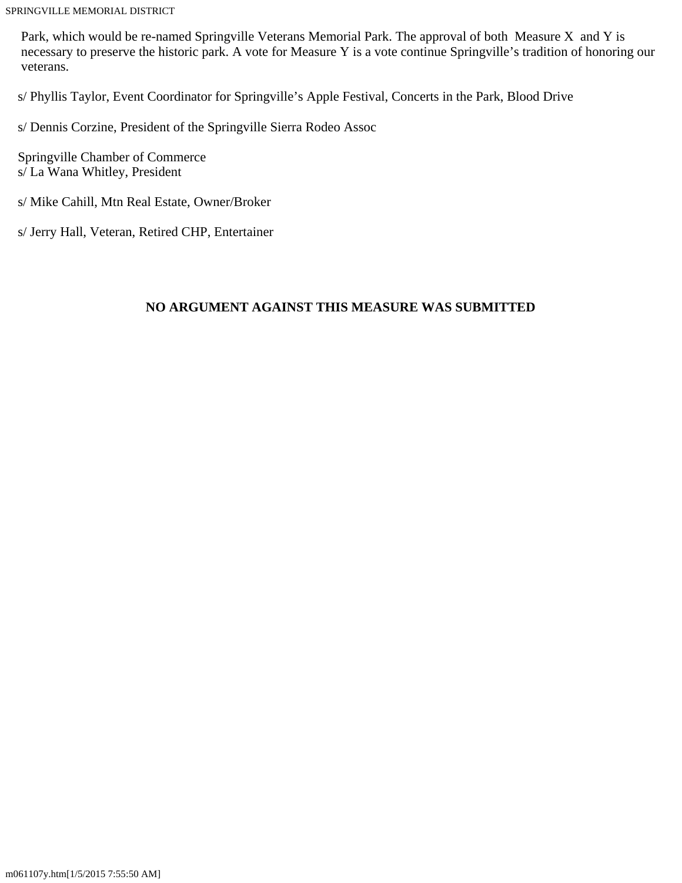Park, which would be re-named Springville Veterans Memorial Park. The approval of both Measure X and Y is necessary to preserve the historic park. A vote for Measure Y is a vote continue Springville's tradition of honoring our veterans.

s/ Phyllis Taylor, Event Coordinator for Springville's Apple Festival, Concerts in the Park, Blood Drive

s/ Dennis Corzine, President of the Springville Sierra Rodeo Assoc

Springville Chamber of Commerce
s/ La Wana Whitley, President

s/ Mike Cahill, Mtn Real Estate, Owner/Broker

s/ Jerry Hall, Veteran, Retired CHP, Entertainer

**NO ARGUMENT AGAINST THIS MEASURE WAS SUBMITTED**